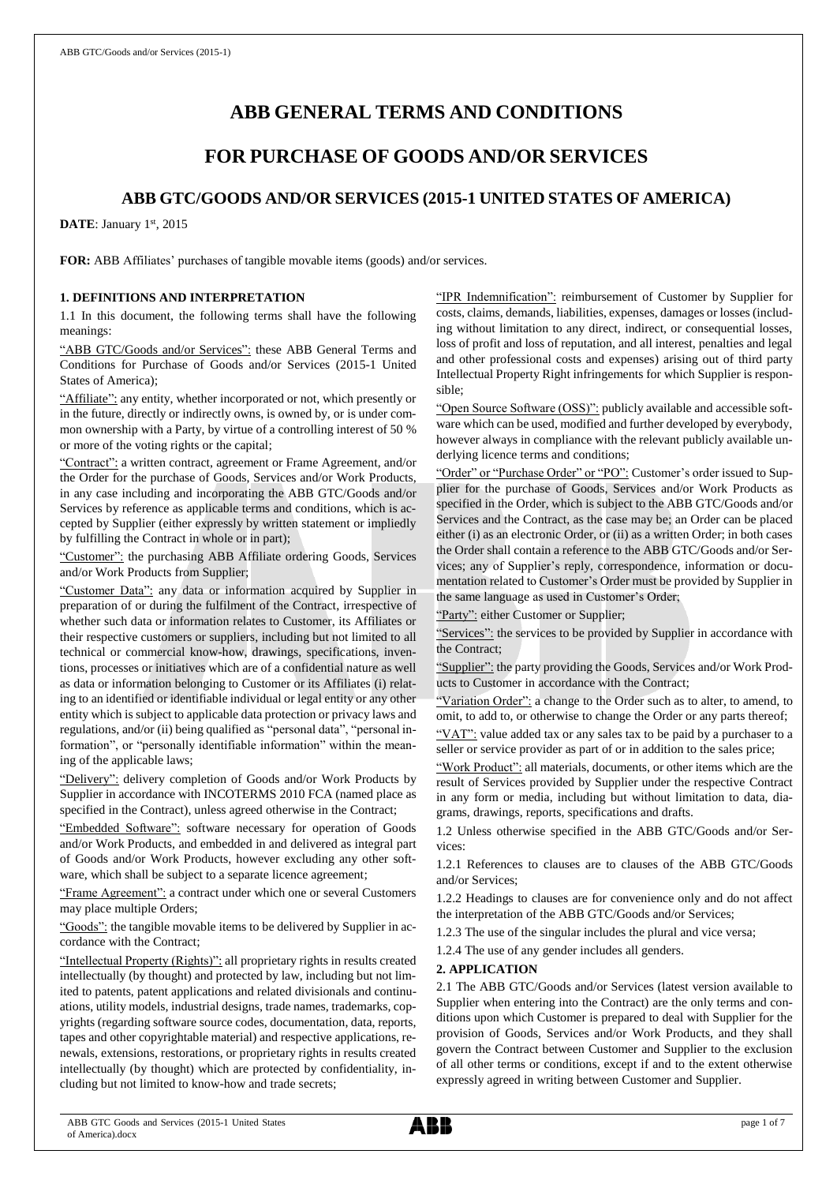# ABB GENERAL TERMS AND CONDITIONS

# FOR PURCHASE OF GOODS AND/OR SERVICES

## ABB GTC/GOODS AND/OR SERVICES (2015-1 UNITED STATES OF AMERICA)

**DATE**: January 1st, 2015

**FOR:** ABB Affiliates' purchases of tangible movable items (goods) and/or services.

### 1. DEFINITIONS AND INTERPRETATION

1.1 In this document, the following terms shall have the following meanings:

"ABB GTC/Goods and/or Services": these ABB General Terms and Conditions for Purchase of Goods and/or Services (2015-1 United States of America);

"Affiliate": any entity, whether incorporated or not, which presently or in the future, directly or indirectly owns, is owned by, or is under common ownership with a Party, by virtue of a controlling interest of 50 % or more of the voting rights or the capital;

"Contract": a written contract, agreement or Frame Agreement, and/or the Order for the purchase of Goods, Services and/or Work Products, in any case including and incorporating the ABB GTC/Goods and/or Services by reference as applicable terms and conditions, which is accepted by Supplier (either expressly by written statement or impliedly by fulfilling the Contract in whole or in part);

"Customer": the purchasing ABB Affiliate ordering Goods, Services and/or Work Products from Supplier;

"Customer Data": any data or information acquired by Supplier in preparation of or during the fulfilment of the Contract, irrespective of whether such data or information relates to Customer, its Affiliates or their respective customers or suppliers, including but not limited to all technical or commercial know-how, drawings, specifications, inventions, processes or initiatives which are of a confidential nature as well as data or information belonging to Customer or its Affiliates (i) relating to an identified or identifiable individual or legal entity or any other entity which is subject to applicable data protection or privacy laws and regulations, and/or (ii) being qualified as "personal data", "personal information", or "personally identifiable information" within the meaning of the applicable laws;

"Delivery": delivery completion of Goods and/or Work Products by Supplier in accordance with INCOTERMS 2010 FCA (named place as specified in the Contract), unless agreed otherwise in the Contract;

"Embedded Software": software necessary for operation of Goods and/or Work Products, and embedded in and delivered as integral part of Goods and/or Work Products, however excluding any other software, which shall be subject to a separate licence agreement;

"Frame Agreement": a contract under which one or several Customers may place multiple Orders;

"Goods": the tangible movable items to be delivered by Supplier in accordance with the Contract;

"Intellectual Property (Rights)": all proprietary rights in results created intellectually (by thought) and protected by law, including but not limited to patents, patent applications and related divisionals and continuations, utility models, industrial designs, trade names, trademarks, copyrights (regarding software source codes, documentation, data, reports, tapes and other copyrightable material) and respective applications, renewals, extensions, restorations, or proprietary rights in results created intellectually (by thought) which are protected by confidentiality, including but not limited to know-how and trade secrets;

"IPR Indemnification": reimbursement of Customer by Supplier for costs, claims, demands, liabilities, expenses, damages or losses (including without limitation to any direct, indirect, or consequential losses, loss of profit and loss of reputation, and all interest, penalties and legal and other professional costs and expenses) arising out of third party Intellectual Property Right infringements for which Supplier is responsible;

"Open Source Software (OSS)": publicly available and accessible software which can be used, modified and further developed by everybody, however always in compliance with the relevant publicly available underlying licence terms and conditions;

"Order" or "Purchase Order" or "PO": Customer's order issued to Supplier for the purchase of Goods, Services and/or Work Products as specified in the Order, which is subject to the ABB GTC/Goods and/or Services and the Contract, as the case may be; an Order can be placed either (i) as an electronic Order, or (ii) as a written Order; in both cases the Order shall contain a reference to the ABB GTC/Goods and/or Services; any of Supplier's reply, correspondence, information or documentation related to Customer's Order must be provided by Supplier in the same language as used in Customer's Order;

"Party": either Customer or Supplier;

"Services": the services to be provided by Supplier in accordance with the Contract;

"Supplier": the party providing the Goods, Services and/or Work Products to Customer in accordance with the Contract;

"Variation Order": a change to the Order such as to alter, to amend, to omit, to add to, or otherwise to change the Order or any parts thereof;

"VAT": value added tax or any sales tax to be paid by a purchaser to a seller or service provider as part of or in addition to the sales price;

"Work Product": all materials, documents, or other items which are the result of Services provided by Supplier under the respective Contract in any form or media, including but without limitation to data, diagrams, drawings, reports, specifications and drafts.

1.2 Unless otherwise specified in the ABB GTC/Goods and/or Services:

1.2.1 References to clauses are to clauses of the ABB GTC/Goods and/or Services;

1.2.2 Headings to clauses are for convenience only and do not affect the interpretation of the ABB GTC/Goods and/or Services;

1.2.3 The use of the singular includes the plural and vice versa;

1.2.4 The use of any gender includes all genders.

### 2. APPLICATION

2.1 The ABB GTC/Goods and/or Services (latest version available to Supplier when entering into the Contract) are the only terms and conditions upon which Customer is prepared to deal with Supplier for the provision of Goods, Services and/or Work Products, and they shall govern the Contract between Customer and Supplier to the exclusion of all other terms or conditions, except if and to the extent otherwise expressly agreed in writing between Customer and Supplier.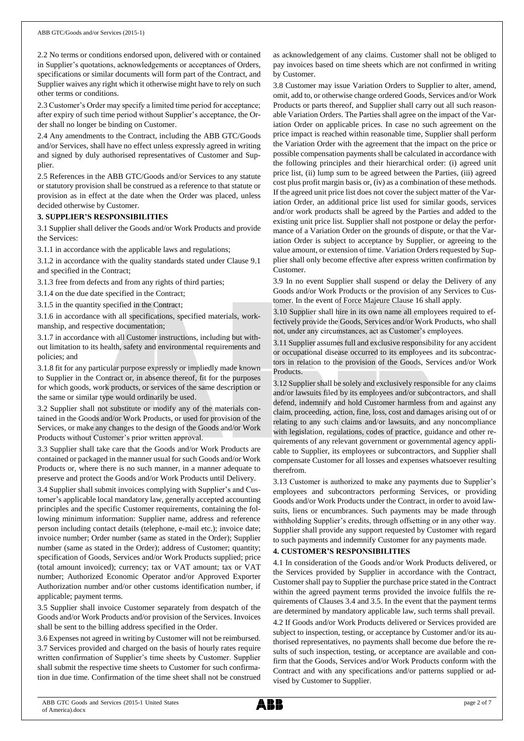2.2 No terms or conditions endorsed upon, delivered with or contained in Supplier's quotations, acknowledgements or acceptances of Orders, specifications or similar documents will form part of the Contract, and Supplier waives any right which it otherwise might have to rely on such other terms or conditions.

2.3 Customer's Order may specify a limited time period for acceptance; after expiry of such time period without Supplier's acceptance, the Order shall no longer be binding on Customer.

2.4 Any amendments to the Contract, including the ABB GTC/Goods and/or Services, shall have no effect unless expressly agreed in writing and signed by duly authorised representatives of Customer and Supplier.

2.5 References in the ABB GTC/Goods and/or Services to any statute or statutory provision shall be construed as a reference to that statute or provision as in effect at the date when the Order was placed, unless decided otherwise by Customer.

## 3. SUPPLIER'S RESPONSIBILITIES

3.1 Supplier shall deliver the Goods and/or Work Products and provide the Services:

3.1.1 in accordance with the applicable laws and regulations;

3.1.2 in accordance with the quality standards stated under Clause 9.1 and specified in the Contract;

3.1.3 free from defects and from any rights of third parties;

3.1.4 on the due date specified in the Contract;

3.1.5 in the quantity specified in the Contract;

3.1.6 in accordance with all specifications, specified materials, workmanship, and respective documentation;

3.1.7 in accordance with all Customer instructions, including but without limitation to its health, safety and environmental requirements and policies; and

3.1.8 fit for any particular purpose expressly or impliedly made known to Supplier in the Contract or, in absence thereof, fit for the purposes for which goods, work products, or services of the same description or the same or similar type would ordinarily be used.

3.2 Supplier shall not substitute or modify any of the materials contained in the Goods and/or Work Products, or used for provision of the Services, or make any changes to the design of the Goods and/or Work Products without Customer's prior written approval.

3.3 Supplier shall take care that the Goods and/or Work Products are contained or packaged in the manner usual for such Goods and/or Work Products or, where there is no such manner, in a manner adequate to preserve and protect the Goods and/or Work Products until Delivery.

3.4 Supplier shall submit invoices complying with Supplier's and Customer's applicable local mandatory law, generally accepted accounting principles and the specific Customer requirements, containing the following minimum information: Supplier name, address and reference person including contact details (telephone, e-mail etc.); invoice date; invoice number; Order number (same as stated in the Order); Supplier number (same as stated in the Order); address of Customer; quantity; specification of Goods, Services and/or Work Products supplied; price (total amount invoiced); currency; tax or VAT amount; tax or VAT number; Authorized Economic Operator and/or Approved Exporter Authorization number and/or other customs identification number, if applicable; payment terms.

3.5 Supplier shall invoice Customer separately from despatch of the Goods and/or Work Products and/or provision of the Services. Invoices shall be sent to the billing address specified in the Order.

3.6 Expenses not agreed in writing by Customer will not be reimbursed.

3.7 Services provided and charged on the basis of hourly rates require written confirmation of Supplier's time sheets by Customer. Supplier shall submit the respective time sheets to Customer for such confirmation in due time. Confirmation of the time sheet shall not be construed as acknowledgement of any claims. Customer shall not be obliged to pay invoices based on time sheets which are not confirmed in writing by Customer.

3.8 Customer may issue Variation Orders to Supplier to alter, amend, omit, add to, or otherwise change ordered Goods, Services and/or Work Products or parts thereof, and Supplier shall carry out all such reasonable Variation Orders. The Parties shall agree on the impact of the Variation Order on applicable prices. In case no such agreement on the price impact is reached within reasonable time, Supplier shall perform the Variation Order with the agreement that the impact on the price or possible compensation payments shall be calculated in accordance with the following principles and their hierarchical order: (i) agreed unit price list, (ii) lump sum to be agreed between the Parties, (iii) agreed cost plus profit margin basis or, (iv) as a combination of these methods. If the agreed unit price list does not cover the subject matter of the Variation Order, an additional price list used for similar goods, services and/or work products shall be agreed by the Parties and added to the existing unit price list. Supplier shall not postpone or delay the performance of a Variation Order on the grounds of dispute, or that the Variation Order is subject to acceptance by Supplier, or agreeing to the value amount, or extension of time. Variation Orders requested by Supplier shall only become effective after express written confirmation by Customer.

3.9 In no event Supplier shall suspend or delay the Delivery of any Goods and/or Work Products or the provision of any Services to Customer. In the event of Force Majeure Clause 16 shall apply.

3.10 Supplier shall hire in its own name all employees required to effectively provide the Goods, Services and/or Work Products, who shall not, under any circumstances, act as Customer's employees.

3.11 Supplier assumes full and exclusive responsibility for any accident or occupational disease occurred to its employees and its subcontractors in relation to the provision of the Goods, Services and/or Work Products.

3.12 Supplier shall be solely and exclusively responsible for any claims and/or lawsuits filed by its employees and/or subcontractors, and shall defend, indemnify and hold Customer harmless from and against any claim, proceeding, action, fine, loss, cost and damages arising out of or relating to any such claims and/or lawsuits, and any noncompliance with legislation, regulations, codes of practice, guidance and other requirements of any relevant government or governmental agency applicable to Supplier, its employees or subcontractors, and Supplier shall compensate Customer for all losses and expenses whatsoever resulting therefrom.

3.13 Customer is authorized to make any payments due to Supplier's employees and subcontractors performing Services, or providing Goods and/or Work Products under the Contract, in order to avoid lawsuits, liens or encumbrances. Such payments may be made through withholding Supplier's credits, through offsetting or in any other way. Supplier shall provide any support requested by Customer with regard to such payments and indemnify Customer for any payments made.

## 4. CUSTOMER'S RESPONSIBILITIES

4.1 In consideration of the Goods and/or Work Products delivered, or the Services provided by Supplier in accordance with the Contract, Customer shall pay to Supplier the purchase price stated in the Contract within the agreed payment terms provided the invoice fulfils the requirements of Clauses 3.4 and 3.5. In the event that the payment terms are determined by mandatory applicable law, such terms shall prevail.

4.2 If Goods and/or Work Products delivered or Services provided are subject to inspection, testing, or acceptance by Customer and/or its authorised representatives, no payments shall become due before the results of such inspection, testing, or acceptance are available and confirm that the Goods, Services and/or Work Products conform with the Contract and with any specifications and/or patterns supplied or advised by Customer to Supplier.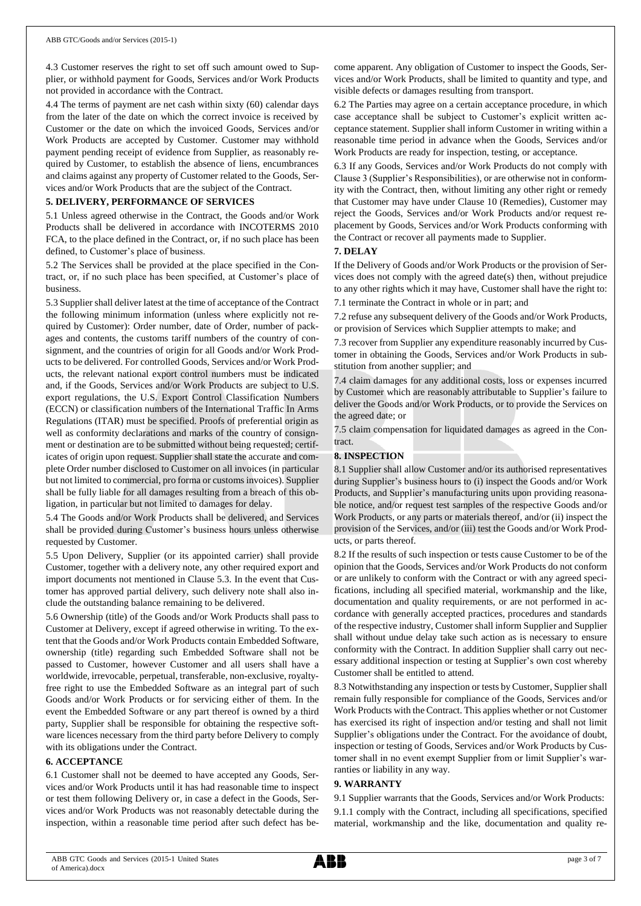4.3 Customer reserves the right to set off such amount owed to Supplier, or withhold payment for Goods, Services and/or Work Products not provided in accordance with the Contract.

4.4 The terms of payment are net cash within sixty (60) calendar days from the later of the date on which the correct invoice is received by Customer or the date on which the invoiced Goods, Services and/or Work Products are accepted by Customer. Customer may withhold payment pending receipt of evidence from Supplier, as reasonably required by Customer, to establish the absence of liens, encumbrances and claims against any property of Customer related to the Goods, Services and/or Work Products that are the subject of the Contract.

## 5. DELIVERY, PERFORMANCE OF SERVICES

5.1 Unless agreed otherwise in the Contract, the Goods and/or Work Products shall be delivered in accordance with INCOTERMS 2010 FCA, to the place defined in the Contract, or, if no such place has been defined, to Customer's place of business.

5.2 The Services shall be provided at the place specified in the Contract, or, if no such place has been specified, at Customer's place of business.

5.3 Supplier shall deliver latest at the time of acceptance of the Contract the following minimum information (unless where explicitly not required by Customer): Order number, date of Order, number of packages and contents, the customs tariff numbers of the country of consignment, and the countries of origin for all Goods and/or Work Products to be delivered. For controlled Goods, Services and/or Work Products, the relevant national export control numbers must be indicated and, if the Goods, Services and/or Work Products are subject to U.S. export regulations, the U.S. Export Control Classification Numbers (ECCN) or classification numbers of the International Traffic In Arms Regulations (ITAR) must be specified. Proofs of preferential origin as well as conformity declarations and marks of the country of consignment or destination are to be submitted without being requested; certificates of origin upon request. Supplier shall state the accurate and complete Order number disclosed to Customer on all invoices (in particular but not limited to commercial, pro forma or customs invoices). Supplier shall be fully liable for all damages resulting from a breach of this obligation, in particular but not limited to damages for delay.

5.4 The Goods and/or Work Products shall be delivered, and Services shall be provided during Customer's business hours unless otherwise requested by Customer.

5.5 Upon Delivery, Supplier (or its appointed carrier) shall provide Customer, together with a delivery note, any other required export and import documents not mentioned in Clause 5.3. In the event that Customer has approved partial delivery, such delivery note shall also include the outstanding balance remaining to be delivered.

5.6 Ownership (title) of the Goods and/or Work Products shall pass to Customer at Delivery, except if agreed otherwise in writing. To the extent that the Goods and/or Work Products contain Embedded Software, ownership (title) regarding such Embedded Software shall not be passed to Customer, however Customer and all users shall have a worldwide, irrevocable, perpetual, transferable, non-exclusive, royalty-free right to use the Embedded Software as an integral part of such Goods and/or Work Products or for servicing either of them. In the event the Embedded Software or any part thereof is owned by a third party, Supplier shall be responsible for obtaining the respective software licences necessary from the third party before Delivery to comply with its obligations under the Contract.

## 6. ACCEPTANCE

6.1 Customer shall not be deemed to have accepted any Goods, Services and/or Work Products until it has had reasonable time to inspect or test them following Delivery or, in case a defect in the Goods, Services and/or Work Products was not reasonably detectable during the inspection, within a reasonable time period after such defect has become apparent. Any obligation of Customer to inspect the Goods, Services and/or Work Products, shall be limited to quantity and type, and visible defects or damages resulting from transport.

6.2 The Parties may agree on a certain acceptance procedure, in which case acceptance shall be subject to Customer's explicit written acceptance statement. Supplier shall inform Customer in writing within a reasonable time period in advance when the Goods, Services and/or Work Products are ready for inspection, testing, or acceptance.

6.3 If any Goods, Services and/or Work Products do not comply with Clause 3 (Supplier's Responsibilities), or are otherwise not in conformity with the Contract, then, without limiting any other right or remedy that Customer may have under Clause 10 (Remedies), Customer may reject the Goods, Services and/or Work Products and/or request replacement by Goods, Services and/or Work Products conforming with the Contract or recover all payments made to Supplier.

## 7. DELAY

If the Delivery of Goods and/or Work Products or the provision of Services does not comply with the agreed date(s) then, without prejudice to any other rights which it may have, Customer shall have the right to:

7.1 terminate the Contract in whole or in part; and

7.2 refuse any subsequent delivery of the Goods and/or Work Products, or provision of Services which Supplier attempts to make; and

7.3 recover from Supplier any expenditure reasonably incurred by Customer in obtaining the Goods, Services and/or Work Products in substitution from another supplier; and

7.4 claim damages for any additional costs, loss or expenses incurred by Customer which are reasonably attributable to Supplier's failure to deliver the Goods and/or Work Products, or to provide the Services on the agreed date; or

7.5 claim compensation for liquidated damages as agreed in the Contract.

## 8. INSPECTION

8.1 Supplier shall allow Customer and/or its authorised representatives during Supplier's business hours to (i) inspect the Goods and/or Work Products, and Supplier's manufacturing units upon providing reasonable notice, and/or request test samples of the respective Goods and/or Work Products, or any parts or materials thereof, and/or (ii) inspect the provision of the Services, and/or (iii) test the Goods and/or Work Products, or parts thereof.

8.2 If the results of such inspection or tests cause Customer to be of the opinion that the Goods, Services and/or Work Products do not conform or are unlikely to conform with the Contract or with any agreed specifications, including all specified material, workmanship and the like, documentation and quality requirements, or are not performed in accordance with generally accepted practices, procedures and standards of the respective industry, Customer shall inform Supplier and Supplier shall without undue delay take such action as is necessary to ensure conformity with the Contract. In addition Supplier shall carry out necessary additional inspection or testing at Supplier's own cost whereby Customer shall be entitled to attend.

8.3 Notwithstanding any inspection or tests by Customer, Supplier shall remain fully responsible for compliance of the Goods, Services and/or Work Products with the Contract. This applies whether or not Customer has exercised its right of inspection and/or testing and shall not limit Supplier's obligations under the Contract. For the avoidance of doubt, inspection or testing of Goods, Services and/or Work Products by Customer shall in no event exempt Supplier from or limit Supplier's warranties or liability in any way.

## 9. WARRANTY

9.1 Supplier warrants that the Goods, Services and/or Work Products:

9.1.1 comply with the Contract, including all specifications, specified material, workmanship and the like, documentation and quality re-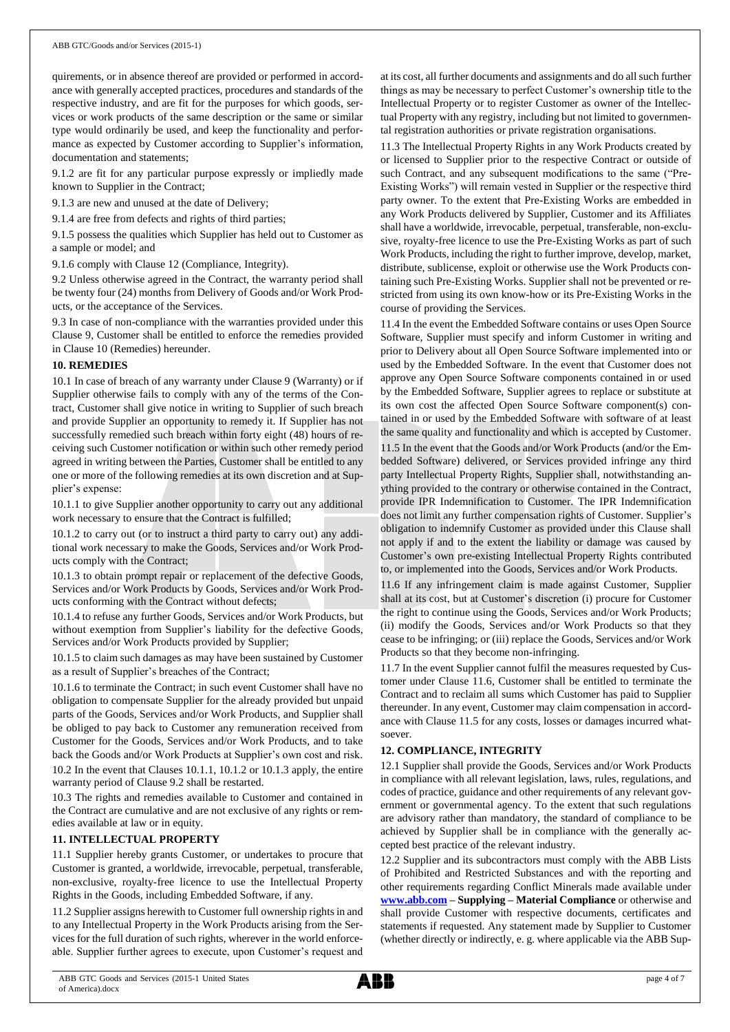quirements, or in absence thereof are provided or performed in accordance with generally accepted practices, procedures and standards of the respective industry, and are fit for the purposes for which goods, services or work products of the same description or the same or similar type would ordinarily be used, and keep the functionality and performance as expected by Customer according to Supplier's information, documentation and statements;

9.1.2 are fit for any particular purpose expressly or impliedly made known to Supplier in the Contract;

9.1.3 are new and unused at the date of Delivery;

9.1.4 are free from defects and rights of third parties;

9.1.5 possess the qualities which Supplier has held out to Customer as a sample or model; and

9.1.6 comply with Clause 12 (Compliance, Integrity).

9.2 Unless otherwise agreed in the Contract, the warranty period shall be twenty four (24) months from Delivery of Goods and/or Work Products, or the acceptance of the Services.

9.3 In case of non-compliance with the warranties provided under this Clause 9, Customer shall be entitled to enforce the remedies provided in Clause 10 (Remedies) hereunder.

**10. REMEDIES**

10.1 In case of breach of any warranty under Clause 9 (Warranty) or if Supplier otherwise fails to comply with any of the terms of the Contract, Customer shall give notice in writing to Supplier of such breach and provide Supplier an opportunity to remedy it. If Supplier has not successfully remedied such breach within forty eight (48) hours of receiving such Customer notification or within such other remedy period agreed in writing between the Parties, Customer shall be entitled to any one or more of the following remedies at its own discretion and at Supplier's expense:

10.1.1 to give Supplier another opportunity to carry out any additional work necessary to ensure that the Contract is fulfilled;

10.1.2 to carry out (or to instruct a third party to carry out) any additional work necessary to make the Goods, Services and/or Work Products comply with the Contract;

10.1.3 to obtain prompt repair or replacement of the defective Goods, Services and/or Work Products by Goods, Services and/or Work Products conforming with the Contract without defects;

10.1.4 to refuse any further Goods, Services and/or Work Products, but without exemption from Supplier's liability for the defective Goods, Services and/or Work Products provided by Supplier;

10.1.5 to claim such damages as may have been sustained by Customer as a result of Supplier's breaches of the Contract;

10.1.6 to terminate the Contract; in such event Customer shall have no obligation to compensate Supplier for the already provided but unpaid parts of the Goods, Services and/or Work Products, and Supplier shall be obliged to pay back to Customer any remuneration received from Customer for the Goods, Services and/or Work Products, and to take back the Goods and/or Work Products at Supplier's own cost and risk.

10.2 In the event that Clauses 10.1.1, 10.1.2 or 10.1.3 apply, the entire warranty period of Clause 9.2 shall be restarted.

10.3 The rights and remedies available to Customer and contained in the Contract are cumulative and are not exclusive of any rights or remedies available at law or in equity.

**11. INTELLECTUAL PROPERTY**

11.1 Supplier hereby grants Customer, or undertakes to procure that Customer is granted, a worldwide, irrevocable, perpetual, transferable, non-exclusive, royalty-free licence to use the Intellectual Property Rights in the Goods, including Embedded Software, if any.

11.2 Supplier assigns herewith to Customer full ownership rights in and to any Intellectual Property in the Work Products arising from the Services for the full duration of such rights, wherever in the world enforceable. Supplier further agrees to execute, upon Customer's request and at its cost, all further documents and assignments and do all such further things as may be necessary to perfect Customer's ownership title to the Intellectual Property or to register Customer as owner of the Intellectual Property with any registry, including but not limited to governmental registration authorities or private registration organisations.

11.3 The Intellectual Property Rights in any Work Products created by or licensed to Supplier prior to the respective Contract or outside of such Contract, and any subsequent modifications to the same ("Pre-Existing Works") will remain vested in Supplier or the respective third party owner. To the extent that Pre-Existing Works are embedded in any Work Products delivered by Supplier, Customer and its Affiliates shall have a worldwide, irrevocable, perpetual, transferable, non-exclusive, royalty-free licence to use the Pre-Existing Works as part of such Work Products, including the right to further improve, develop, market, distribute, sublicense, exploit or otherwise use the Work Products containing such Pre-Existing Works. Supplier shall not be prevented or restricted from using its own know-how or its Pre-Existing Works in the course of providing the Services.

11.4 In the event the Embedded Software contains or uses Open Source Software, Supplier must specify and inform Customer in writing and prior to Delivery about all Open Source Software implemented into or used by the Embedded Software. In the event that Customer does not approve any Open Source Software components contained in or used by the Embedded Software, Supplier agrees to replace or substitute at its own cost the affected Open Source Software component(s) contained in or used by the Embedded Software with software of at least the same quality and functionality and which is accepted by Customer.

11.5 In the event that the Goods and/or Work Products (and/or the Embedded Software) delivered, or Services provided infringe any third party Intellectual Property Rights, Supplier shall, notwithstanding anything provided to the contrary or otherwise contained in the Contract, provide IPR Indemnification to Customer. The IPR Indemnification does not limit any further compensation rights of Customer. Supplier's obligation to indemnify Customer as provided under this Clause shall not apply if and to the extent the liability or damage was caused by Customer's own pre-existing Intellectual Property Rights contributed to, or implemented into the Goods, Services and/or Work Products.

11.6 If any infringement claim is made against Customer, Supplier shall at its cost, but at Customer's discretion (i) procure for Customer the right to continue using the Goods, Services and/or Work Products; (ii) modify the Goods, Services and/or Work Products so that they cease to be infringing; or (iii) replace the Goods, Services and/or Work Products so that they become non-infringing.

11.7 In the event Supplier cannot fulfil the measures requested by Customer under Clause 11.6, Customer shall be entitled to terminate the Contract and to reclaim all sums which Customer has paid to Supplier thereunder. In any event, Customer may claim compensation in accordance with Clause 11.5 for any costs, losses or damages incurred whatsoever.

**12. COMPLIANCE, INTEGRITY**

12.1 Supplier shall provide the Goods, Services and/or Work Products in compliance with all relevant legislation, laws, rules, regulations, and codes of practice, guidance and other requirements of any relevant government or governmental agency. To the extent that such regulations are advisory rather than mandatory, the standard of compliance to be achieved by Supplier shall be in compliance with the generally accepted best practice of the relevant industry.

12.2 Supplier and its subcontractors must comply with the ABB Lists of Prohibited and Restricted Substances and with the reporting and other requirements regarding Conflict Minerals made available under **www.abb.com – Supplying – Material Compliance** or otherwise and shall provide Customer with respective documents, certificates and statements if requested. Any statement made by Supplier to Customer (whether directly or indirectly, e. g. where applicable via the ABB Sup-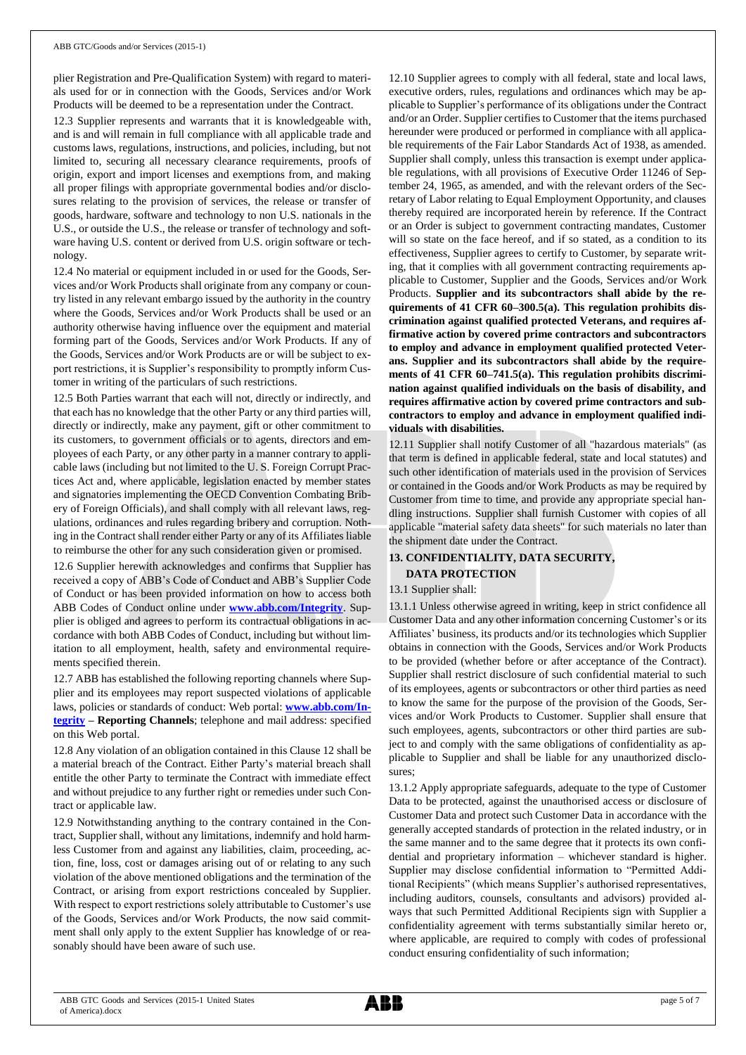plier Registration and Pre-Qualification System) with regard to materials used for or in connection with the Goods, Services and/or Work Products will be deemed to be a representation under the Contract.

12.3 Supplier represents and warrants that it is knowledgeable with, and is and will remain in full compliance with all applicable trade and customs laws, regulations, instructions, and policies, including, but not limited to, securing all necessary clearance requirements, proofs of origin, export and import licenses and exemptions from, and making all proper filings with appropriate governmental bodies and/or disclosures relating to the provision of services, the release or transfer of goods, hardware, software and technology to non U.S. nationals in the U.S., or outside the U.S., the release or transfer of technology and software having U.S. content or derived from U.S. origin software or technology.

12.4 No material or equipment included in or used for the Goods, Services and/or Work Products shall originate from any company or country listed in any relevant embargo issued by the authority in the country where the Goods, Services and/or Work Products shall be used or an authority otherwise having influence over the equipment and material forming part of the Goods, Services and/or Work Products. If any of the Goods, Services and/or Work Products are or will be subject to export restrictions, it is Supplier's responsibility to promptly inform Customer in writing of the particulars of such restrictions.

12.5 Both Parties warrant that each will not, directly or indirectly, and that each has no knowledge that the other Party or any third parties will, directly or indirectly, make any payment, gift or other commitment to its customers, to government officials or to agents, directors and employees of each Party, or any other party in a manner contrary to applicable laws (including but not limited to the U. S. Foreign Corrupt Practices Act and, where applicable, legislation enacted by member states and signatories implementing the OECD Convention Combating Bribery of Foreign Officials), and shall comply with all relevant laws, regulations, ordinances and rules regarding bribery and corruption. Nothing in the Contract shall render either Party or any of its Affiliates liable to reimburse the other for any such consideration given or promised.

12.6 Supplier herewith acknowledges and confirms that Supplier has received a copy of ABB's Code of Conduct and ABB's Supplier Code of Conduct or has been provided information on how to access both ABB Codes of Conduct online under **www.abb.com/Integrity**. Supplier is obliged and agrees to perform its contractual obligations in accordance with both ABB Codes of Conduct, including but without limitation to all employment, health, safety and environmental requirements specified therein.

12.7 ABB has established the following reporting channels where Supplier and its employees may report suspected violations of applicable laws, policies or standards of conduct: Web portal: **www.abb.com/Integrity** – **Reporting Channels**; telephone and mail address: specified on this Web portal.

12.8 Any violation of an obligation contained in this Clause 12 shall be a material breach of the Contract. Either Party's material breach shall entitle the other Party to terminate the Contract with immediate effect and without prejudice to any further right or remedies under such Contract or applicable law.

12.9 Notwithstanding anything to the contrary contained in the Contract, Supplier shall, without any limitations, indemnify and hold harmless Customer from and against any liabilities, claim, proceeding, action, fine, loss, cost or damages arising out of or relating to any such violation of the above mentioned obligations and the termination of the Contract, or arising from export restrictions concealed by Supplier. With respect to export restrictions solely attributable to Customer's use of the Goods, Services and/or Work Products, the now said commitment shall only apply to the extent Supplier has knowledge of or reasonably should have been aware of such use.

12.10 Supplier agrees to comply with all federal, state and local laws, executive orders, rules, regulations and ordinances which may be applicable to Supplier's performance of its obligations under the Contract and/or an Order. Supplier certifies to Customer that the items purchased hereunder were produced or performed in compliance with all applicable requirements of the Fair Labor Standards Act of 1938, as amended. Supplier shall comply, unless this transaction is exempt under applicable regulations, with all provisions of Executive Order 11246 of September 24, 1965, as amended, and with the relevant orders of the Secretary of Labor relating to Equal Employment Opportunity, and clauses thereby required are incorporated herein by reference. If the Contract or an Order is subject to government contracting mandates, Customer will so state on the face hereof, and if so stated, as a condition to its effectiveness, Supplier agrees to certify to Customer, by separate writing, that it complies with all government contracting requirements applicable to Customer, Supplier and the Goods, Services and/or Work Products. **Supplier and its subcontractors shall abide by the requirements of 41 CFR 60–300.5(a). This regulation prohibits discrimination against qualified protected Veterans, and requires affirmative action by covered prime contractors and subcontractors to employ and advance in employment qualified protected Veterans. Supplier and its subcontractors shall abide by the requirements of 41 CFR 60–741.5(a). This regulation prohibits discrimination against qualified individuals on the basis of disability, and requires affirmative action by covered prime contractors and subcontractors to employ and advance in employment qualified individuals with disabilities.**

12.11 Supplier shall notify Customer of all "hazardous materials" (as that term is defined in applicable federal, state and local statutes) and such other identification of materials used in the provision of Services or contained in the Goods and/or Work Products as may be required by Customer from time to time, and provide any appropriate special handling instructions. Supplier shall furnish Customer with copies of all applicable "material safety data sheets" for such materials no later than the shipment date under the Contract.

## 13. CONFIDENTIALITY, DATA SECURITY, DATA PROTECTION

13.1 Supplier shall:

13.1.1 Unless otherwise agreed in writing, keep in strict confidence all Customer Data and any other information concerning Customer's or its Affiliates' business, its products and/or its technologies which Supplier obtains in connection with the Goods, Services and/or Work Products to be provided (whether before or after acceptance of the Contract). Supplier shall restrict disclosure of such confidential material to such of its employees, agents or subcontractors or other third parties as need to know the same for the purpose of the provision of the Goods, Services and/or Work Products to Customer. Supplier shall ensure that such employees, agents, subcontractors or other third parties are subject to and comply with the same obligations of confidentiality as applicable to Supplier and shall be liable for any unauthorized disclosures;

13.1.2 Apply appropriate safeguards, adequate to the type of Customer Data to be protected, against the unauthorised access or disclosure of Customer Data and protect such Customer Data in accordance with the generally accepted standards of protection in the related industry, or in the same manner and to the same degree that it protects its own confidential and proprietary information – whichever standard is higher. Supplier may disclose confidential information to "Permitted Additional Recipients" (which means Supplier's authorised representatives, including auditors, counsels, consultants and advisors) provided always that such Permitted Additional Recipients sign with Supplier a confidentiality agreement with terms substantially similar hereto or, where applicable, are required to comply with codes of professional conduct ensuring confidentiality of such information;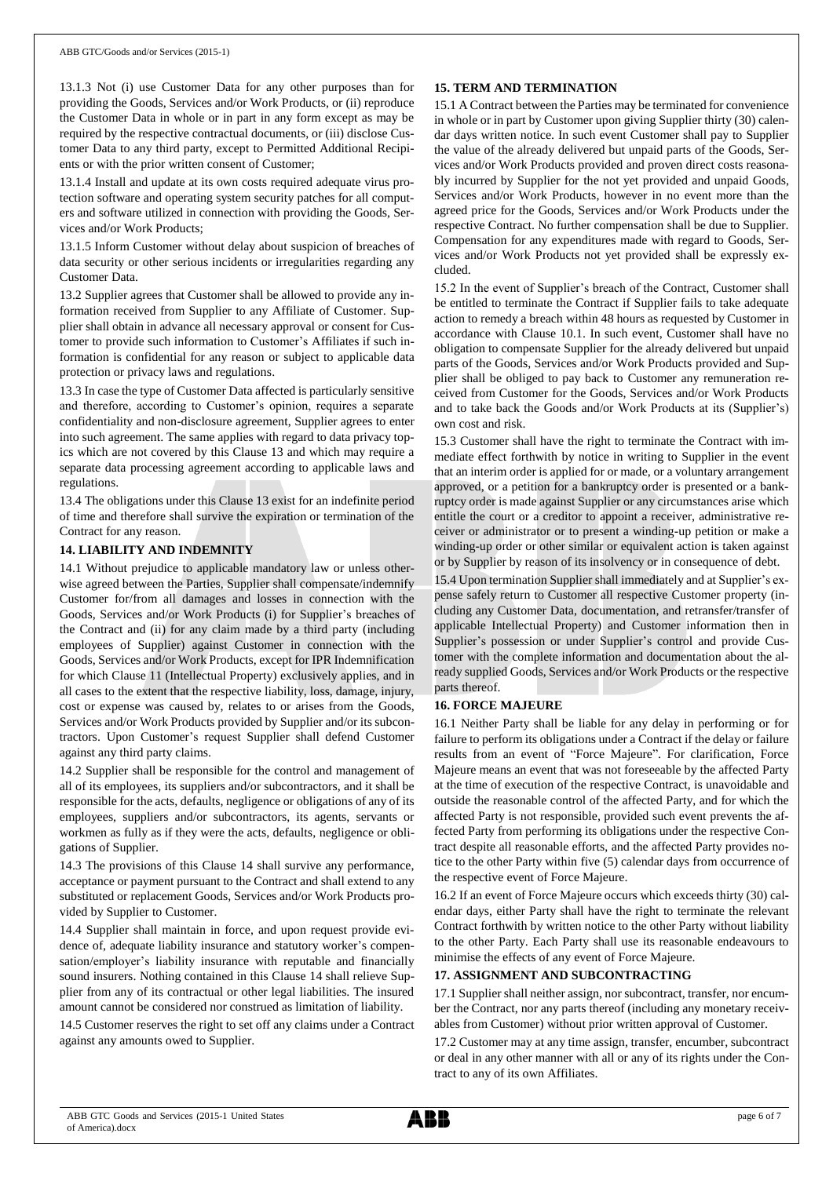13.1.3 Not (i) use Customer Data for any other purposes than for providing the Goods, Services and/or Work Products, or (ii) reproduce the Customer Data in whole or in part in any form except as may be required by the respective contractual documents, or (iii) disclose Customer Data to any third party, except to Permitted Additional Recipients or with the prior written consent of Customer;

13.1.4 Install and update at its own costs required adequate virus protection software and operating system security patches for all computers and software utilized in connection with providing the Goods, Services and/or Work Products;

13.1.5 Inform Customer without delay about suspicion of breaches of data security or other serious incidents or irregularities regarding any Customer Data.

13.2 Supplier agrees that Customer shall be allowed to provide any information received from Supplier to any Affiliate of Customer. Supplier shall obtain in advance all necessary approval or consent for Customer to provide such information to Customer's Affiliates if such information is confidential for any reason or subject to applicable data protection or privacy laws and regulations.

13.3 In case the type of Customer Data affected is particularly sensitive and therefore, according to Customer's opinion, requires a separate confidentiality and non-disclosure agreement, Supplier agrees to enter into such agreement. The same applies with regard to data privacy topics which are not covered by this Clause 13 and which may require a separate data processing agreement according to applicable laws and regulations.

13.4 The obligations under this Clause 13 exist for an indefinite period of time and therefore shall survive the expiration or termination of the Contract for any reason.

## 14. LIABILITY AND INDEMNITY

14.1 Without prejudice to applicable mandatory law or unless otherwise agreed between the Parties, Supplier shall compensate/indemnify Customer for/from all damages and losses in connection with the Goods, Services and/or Work Products (i) for Supplier's breaches of the Contract and (ii) for any claim made by a third party (including employees of Supplier) against Customer in connection with the Goods, Services and/or Work Products, except for IPR Indemnification for which Clause 11 (Intellectual Property) exclusively applies, and in all cases to the extent that the respective liability, loss, damage, injury, cost or expense was caused by, relates to or arises from the Goods, Services and/or Work Products provided by Supplier and/or its subcontractors. Upon Customer's request Supplier shall defend Customer against any third party claims.

14.2 Supplier shall be responsible for the control and management of all of its employees, its suppliers and/or subcontractors, and it shall be responsible for the acts, defaults, negligence or obligations of any of its employees, suppliers and/or subcontractors, its agents, servants or workmen as fully as if they were the acts, defaults, negligence or obligations of Supplier.

14.3 The provisions of this Clause 14 shall survive any performance, acceptance or payment pursuant to the Contract and shall extend to any substituted or replacement Goods, Services and/or Work Products provided by Supplier to Customer.

14.4 Supplier shall maintain in force, and upon request provide evidence of, adequate liability insurance and statutory worker's compensation/employer's liability insurance with reputable and financially sound insurers. Nothing contained in this Clause 14 shall relieve Supplier from any of its contractual or other legal liabilities. The insured amount cannot be considered nor construed as limitation of liability.

14.5 Customer reserves the right to set off any claims under a Contract against any amounts owed to Supplier.

## 15. TERM AND TERMINATION

15.1 A Contract between the Parties may be terminated for convenience in whole or in part by Customer upon giving Supplier thirty (30) calendar days written notice. In such event Customer shall pay to Supplier the value of the already delivered but unpaid parts of the Goods, Services and/or Work Products provided and proven direct costs reasonably incurred by Supplier for the not yet provided and unpaid Goods, Services and/or Work Products, however in no event more than the agreed price for the Goods, Services and/or Work Products under the respective Contract. No further compensation shall be due to Supplier. Compensation for any expenditures made with regard to Goods, Services and/or Work Products not yet provided shall be expressly excluded.

15.2 In the event of Supplier's breach of the Contract, Customer shall be entitled to terminate the Contract if Supplier fails to take adequate action to remedy a breach within 48 hours as requested by Customer in accordance with Clause 10.1. In such event, Customer shall have no obligation to compensate Supplier for the already delivered but unpaid parts of the Goods, Services and/or Work Products provided and Supplier shall be obliged to pay back to Customer any remuneration received from Customer for the Goods, Services and/or Work Products and to take back the Goods and/or Work Products at its (Supplier's) own cost and risk.

15.3 Customer shall have the right to terminate the Contract with immediate effect forthwith by notice in writing to Supplier in the event that an interim order is applied for or made, or a voluntary arrangement approved, or a petition for a bankruptcy order is presented or a bankruptcy order is made against Supplier or any circumstances arise which entitle the court or a creditor to appoint a receiver, administrative receiver or administrator or to present a winding-up petition or make a winding-up order or other similar or equivalent action is taken against or by Supplier by reason of its insolvency or in consequence of debt.

15.4 Upon termination Supplier shall immediately and at Supplier's expense safely return to Customer all respective Customer property (including any Customer Data, documentation, and retransfer/transfer of applicable Intellectual Property) and Customer information then in Supplier's possession or under Supplier's control and provide Customer with the complete information and documentation about the already supplied Goods, Services and/or Work Products or the respective parts thereof.

## 16. FORCE MAJEURE

16.1 Neither Party shall be liable for any delay in performing or for failure to perform its obligations under a Contract if the delay or failure results from an event of "Force Majeure". For clarification, Force Majeure means an event that was not foreseeable by the affected Party at the time of execution of the respective Contract, is unavoidable and outside the reasonable control of the affected Party, and for which the affected Party is not responsible, provided such event prevents the affected Party from performing its obligations under the respective Contract despite all reasonable efforts, and the affected Party provides notice to the other Party within five (5) calendar days from occurrence of the respective event of Force Majeure.

16.2 If an event of Force Majeure occurs which exceeds thirty (30) calendar days, either Party shall have the right to terminate the relevant Contract forthwith by written notice to the other Party without liability to the other Party. Each Party shall use its reasonable endeavours to minimise the effects of any event of Force Majeure.

## 17. ASSIGNMENT AND SUBCONTRACTING

17.1 Supplier shall neither assign, nor subcontract, transfer, nor encumber the Contract, nor any parts thereof (including any monetary receivables from Customer) without prior written approval of Customer.

17.2 Customer may at any time assign, transfer, encumber, subcontract or deal in any other manner with all or any of its rights under the Contract to any of its own Affiliates.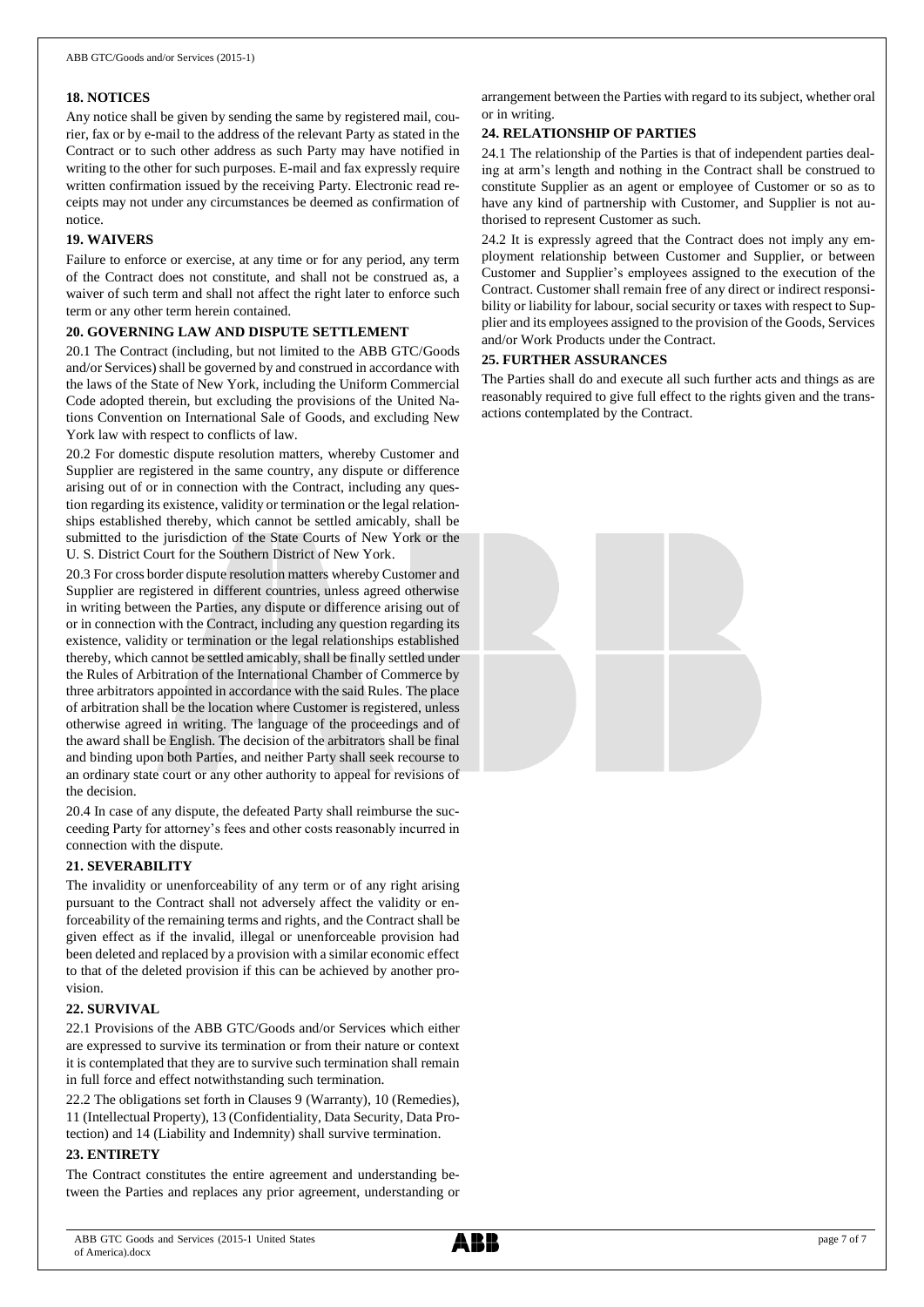## 18. NOTICES

Any notice shall be given by sending the same by registered mail, courier, fax or by e-mail to the address of the relevant Party as stated in the Contract or to such other address as such Party may have notified in writing to the other for such purposes. E-mail and fax expressly require written confirmation issued by the receiving Party. Electronic read receipts may not under any circumstances be deemed as confirmation of notice.

## 19. WAIVERS

Failure to enforce or exercise, at any time or for any period, any term of the Contract does not constitute, and shall not be construed as, a waiver of such term and shall not affect the right later to enforce such term or any other term herein contained.

## 20. GOVERNING LAW AND DISPUTE SETTLEMENT

20.1 The Contract (including, but not limited to the ABB GTC/Goods and/or Services) shall be governed by and construed in accordance with the laws of the State of New York, including the Uniform Commercial Code adopted therein, but excluding the provisions of the United Nations Convention on International Sale of Goods, and excluding New York law with respect to conflicts of law.

20.2 For domestic dispute resolution matters, whereby Customer and Supplier are registered in the same country, any dispute or difference arising out of or in connection with the Contract, including any question regarding its existence, validity or termination or the legal relationships established thereby, which cannot be settled amicably, shall be submitted to the jurisdiction of the State Courts of New York or the U. S. District Court for the Southern District of New York.

20.3 For cross border dispute resolution matters whereby Customer and Supplier are registered in different countries, unless agreed otherwise in writing between the Parties, any dispute or difference arising out of or in connection with the Contract, including any question regarding its existence, validity or termination or the legal relationships established thereby, which cannot be settled amicably, shall be finally settled under the Rules of Arbitration of the International Chamber of Commerce by three arbitrators appointed in accordance with the said Rules. The place of arbitration shall be the location where Customer is registered, unless otherwise agreed in writing. The language of the proceedings and of the award shall be English. The decision of the arbitrators shall be final and binding upon both Parties, and neither Party shall seek recourse to an ordinary state court or any other authority to appeal for revisions of the decision.

20.4 In case of any dispute, the defeated Party shall reimburse the succeeding Party for attorney's fees and other costs reasonably incurred in connection with the dispute.

## 21. SEVERABILITY

The invalidity or unenforceability of any term or of any right arising pursuant to the Contract shall not adversely affect the validity or enforceability of the remaining terms and rights, and the Contract shall be given effect as if the invalid, illegal or unenforceable provision had been deleted and replaced by a provision with a similar economic effect to that of the deleted provision if this can be achieved by another provision.

## 22. SURVIVAL

22.1 Provisions of the ABB GTC/Goods and/or Services which either are expressed to survive its termination or from their nature or context it is contemplated that they are to survive such termination shall remain in full force and effect notwithstanding such termination.

22.2 The obligations set forth in Clauses 9 (Warranty), 10 (Remedies), 11 (Intellectual Property), 13 (Confidentiality, Data Security, Data Protection) and 14 (Liability and Indemnity) shall survive termination.

## 23. ENTIRETY

The Contract constitutes the entire agreement and understanding between the Parties and replaces any prior agreement, understanding or arrangement between the Parties with regard to its subject, whether oral or in writing.

## 24. RELATIONSHIP OF PARTIES

24.1 The relationship of the Parties is that of independent parties dealing at arm's length and nothing in the Contract shall be construed to constitute Supplier as an agent or employee of Customer or so as to have any kind of partnership with Customer, and Supplier is not authorised to represent Customer as such.

24.2 It is expressly agreed that the Contract does not imply any employment relationship between Customer and Supplier, or between Customer and Supplier's employees assigned to the execution of the Contract. Customer shall remain free of any direct or indirect responsibility or liability for labour, social security or taxes with respect to Supplier and its employees assigned to the provision of the Goods, Services and/or Work Products under the Contract.

## 25. FURTHER ASSURANCES

The Parties shall do and execute all such further acts and things as are reasonably required to give full effect to the rights given and the transactions contemplated by the Contract.